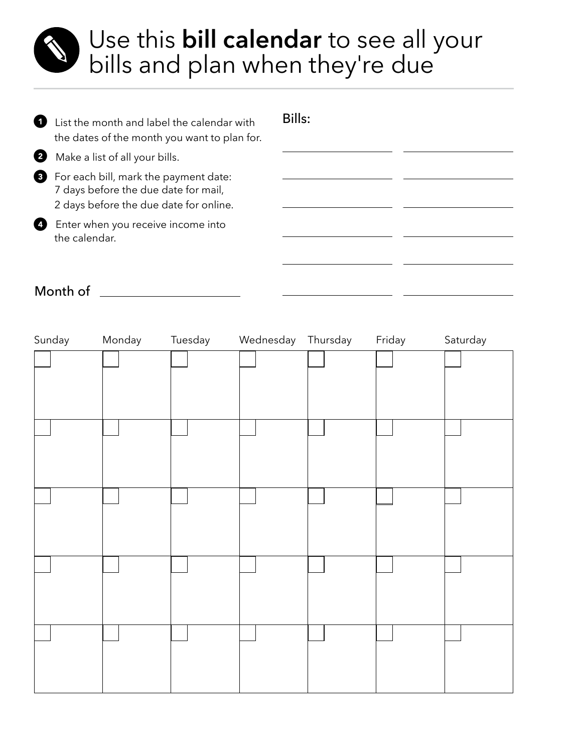# Use this **bill calendar** to see all your bills and plan when they're due

1. List the month and label the calendar with the dates of the month you want to plan for.
2. Make a list of all your bills.
3. For each bill, mark the payment date: 7 days before the due date for mail, 2 days before the due date for online.
4. Enter when you receive income into the calendar.

**Bills:**

| | |
|---|---|
| ____________________ | ____________________ |
| ____________________ | ____________________ |
| ____________________ | ____________________ |
| ____________________ | ____________________ |
| ____________________ | ____________________ |
| ____________________ | ____________________ |

Month of ______________________

| Sunday | Monday | Tuesday | Wednesday | Thursday | Friday | Saturday |
|---|---|---|---|---|---|---|
| | | | | | | |
| | | | | | | |
| | | | | | | |
| | | | | | | |
| | | | | | | |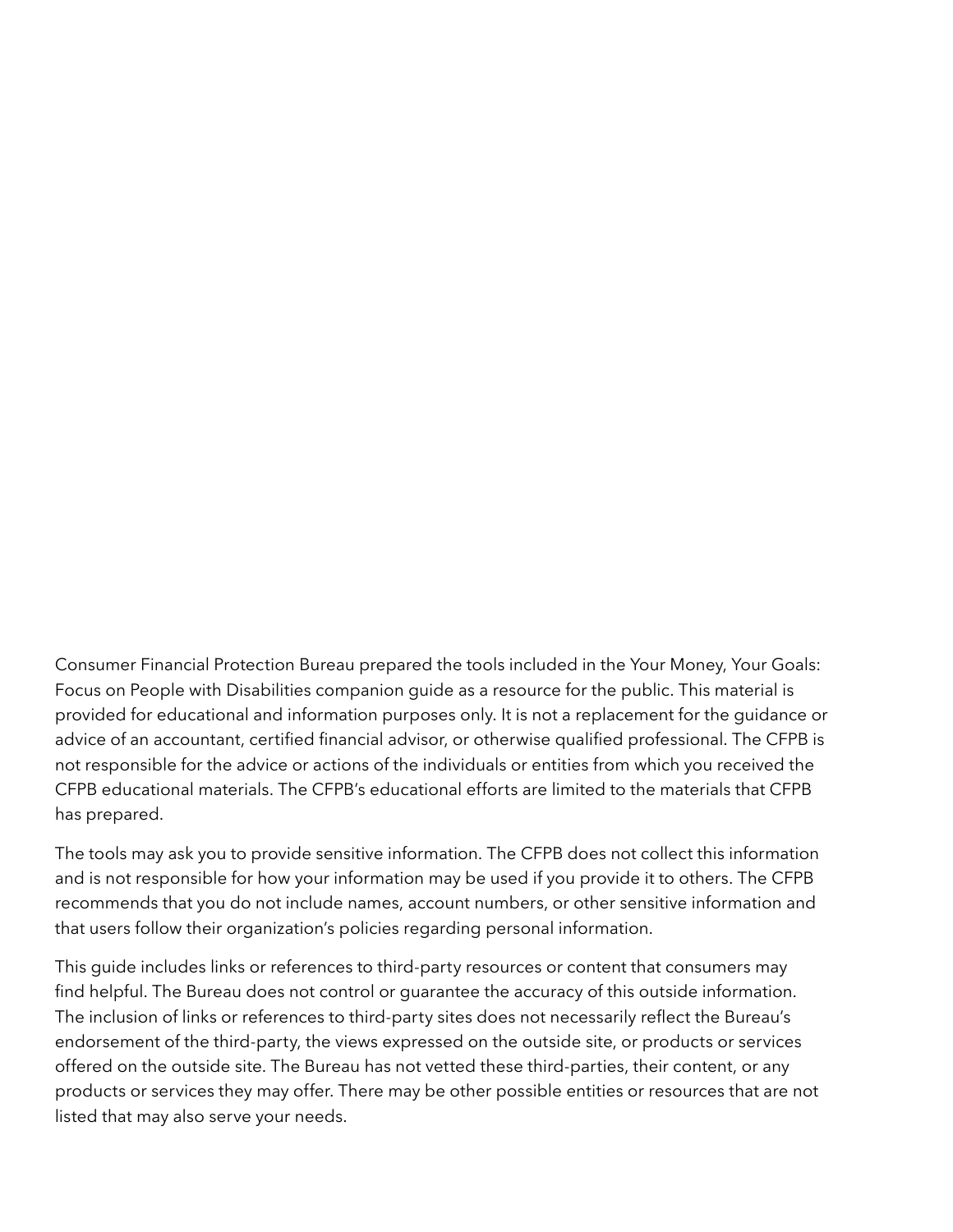Consumer Financial Protection Bureau prepared the tools included in the Your Money, Your Goals: Focus on People with Disabilities companion guide as a resource for the public. This material is provided for educational and information purposes only. It is not a replacement for the guidance or advice of an accountant, certified financial advisor, or otherwise qualified professional. The CFPB is not responsible for the advice or actions of the individuals or entities from which you received the CFPB educational materials. The CFPB's educational efforts are limited to the materials that CFPB has prepared.

The tools may ask you to provide sensitive information. The CFPB does not collect this information and is not responsible for how your information may be used if you provide it to others. The CFPB recommends that you do not include names, account numbers, or other sensitive information and that users follow their organization's policies regarding personal information.

This guide includes links or references to third-party resources or content that consumers may find helpful. The Bureau does not control or guarantee the accuracy of this outside information. The inclusion of links or references to third-party sites does not necessarily reflect the Bureau's endorsement of the third-party, the views expressed on the outside site, or products or services offered on the outside site. The Bureau has not vetted these third-parties, their content, or any products or services they may offer. There may be other possible entities or resources that are not listed that may also serve your needs.